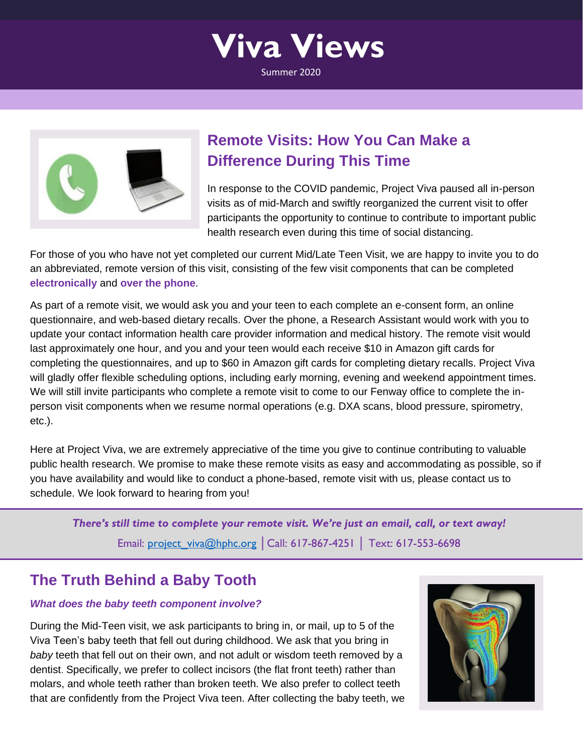# Viva Views

Summer 2020

## Remote Visits: How You Can Make a Difference During This Time

In response to the COVID pandemic, Project Viva paused all in-person visits as of mid-March and swiftly reorganized the current visit to offer participants the opportunity to continue to contribute to important public health research even during this time of social distancing.

For those of you who have not yet completed our current Mid/Late Teen Visit, we are happy to invite you to do an abbreviated, remote version of this visit, consisting of the few visit components that can be completed **electronically** and **over the phone**.

As part of a remote visit, we would ask you and your teen to each complete an e-consent form, an online questionnaire, and web-based dietary recalls. Over the phone, a Research Assistant would work with you to update your contact information health care provider information and medical history. The remote visit would last approximately one hour, and you and your teen would each receive $10 in Amazon gift cards for completing the questionnaires, and up to $60 in Amazon gift cards for completing dietary recalls. Project Viva will gladly offer flexible scheduling options, including early morning, evening and weekend appointment times. We will still invite participants who complete a remote visit to come to our Fenway office to complete the in-person visit components when we resume normal operations (e.g. DXA scans, blood pressure, spirometry, etc.).

Here at Project Viva, we are extremely appreciative of the time you give to continue contributing to valuable public health research. We promise to make these remote visits as easy and accommodating as possible, so if you have availability and would like to conduct a phone-based, remote visit with us, please contact us to schedule. We look forward to hearing from you!

***There's still time to complete your remote visit. We're just an email, call, or text away!***

Email: project_viva@hphc.org | Call: 617-867-4251 | Text: 617-553-6698

## The Truth Behind a Baby Tooth

***What does the baby teeth component involve?***

During the Mid-Teen visit, we ask participants to bring in, or mail, up to 5 of the Viva Teen's baby teeth that fell out during childhood. We ask that you bring in *baby* teeth that fell out on their own, and not adult or wisdom teeth removed by a dentist. Specifically, we prefer to collect incisors (the flat front teeth) rather than molars, and whole teeth rather than broken teeth. We also prefer to collect teeth that are confidently from the Project Viva teen. After collecting the baby teeth, we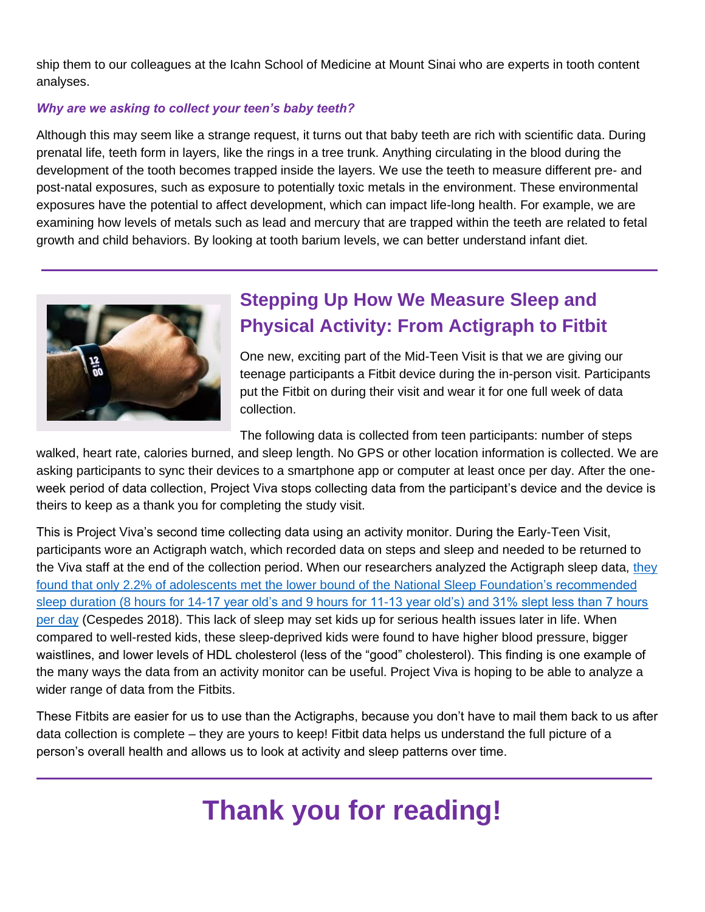ship them to our colleagues at the Icahn School of Medicine at Mount Sinai who are experts in tooth content analyses.

***Why are we asking to collect your teen's baby teeth?***

Although this may seem like a strange request, it turns out that baby teeth are rich with scientific data. During prenatal life, teeth form in layers, like the rings in a tree trunk. Anything circulating in the blood during the development of the tooth becomes trapped inside the layers. We use the teeth to measure different pre- and post-natal exposures, such as exposure to potentially toxic metals in the environment. These environmental exposures have the potential to affect development, which can impact life-long health. For example, we are examining how levels of metals such as lead and mercury that are trapped within the teeth are related to fetal growth and child behaviors. By looking at tooth barium levels, we can better understand infant diet.

---

## Stepping Up How We Measure Sleep and Physical Activity: From Actigraph to Fitbit

One new, exciting part of the Mid-Teen Visit is that we are giving our teenage participants a Fitbit device during the in-person visit. Participants put the Fitbit on during their visit and wear it for one full week of data collection.

The following data is collected from teen participants: number of steps walked, heart rate, calories burned, and sleep length. No GPS or other location information is collected. We are asking participants to sync their devices to a smartphone app or computer at least once per day. After the one-week period of data collection, Project Viva stops collecting data from the participant's device and the device is theirs to keep as a thank you for completing the study visit.

This is Project Viva's second time collecting data using an activity monitor. During the Early-Teen Visit, participants wore an Actigraph watch, which recorded data on steps and sleep and needed to be returned to the Viva staff at the end of the collection period. When our researchers analyzed the Actigraph sleep data, they found that only 2.2% of adolescents met the lower bound of the National Sleep Foundation's recommended sleep duration (8 hours for 14-17 year old's and 9 hours for 11-13 year old's) and 31% slept less than 7 hours per day (Cespedes 2018). This lack of sleep may set kids up for serious health issues later in life. When compared to well-rested kids, these sleep-deprived kids were found to have higher blood pressure, bigger waistlines, and lower levels of HDL cholesterol (less of the "good" cholesterol). This finding is one example of the many ways the data from an activity monitor can be useful. Project Viva is hoping to be able to analyze a wider range of data from the Fitbits.

These Fitbits are easier for us to use than the Actigraphs, because you don't have to mail them back to us after data collection is complete – they are yours to keep! Fitbit data helps us understand the full picture of a person's overall health and allows us to look at activity and sleep patterns over time.

---

# Thank you for reading!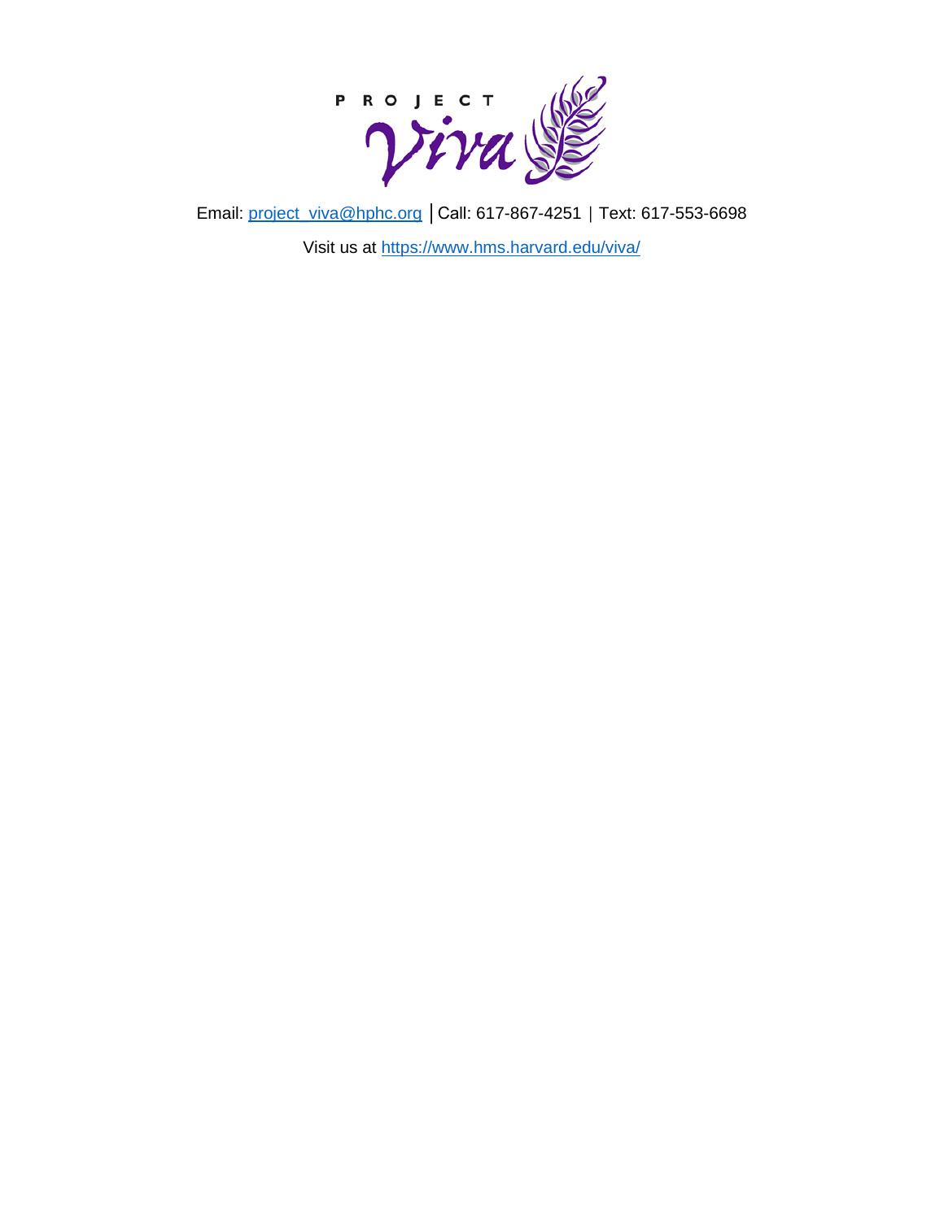PROJECT Viva

Email: project_viva@hphc.org | Call: 617-867-4251 | Text: 617-553-6698

Visit us at https://www.hms.harvard.edu/viva/